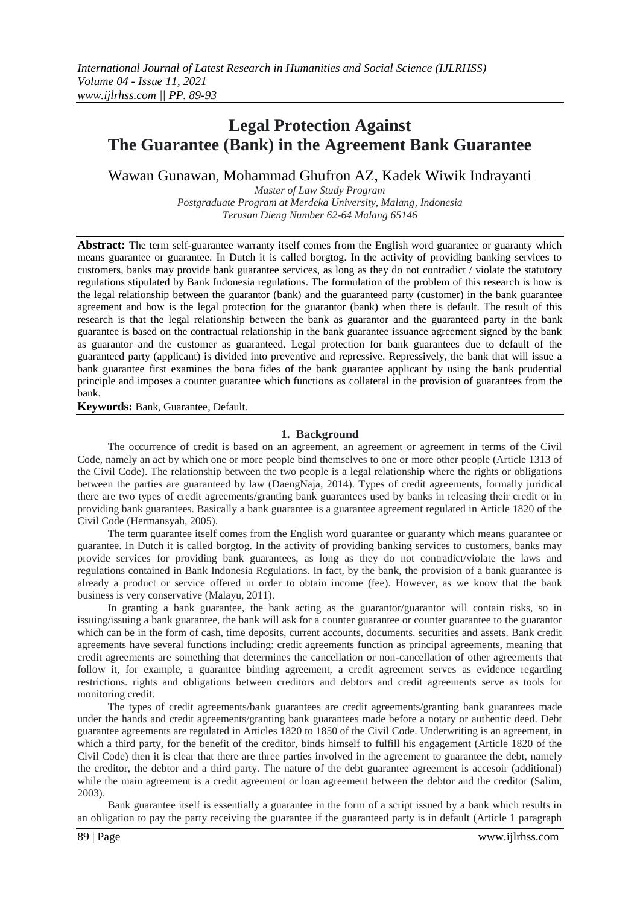# Legal Protection Against The Guarantee (Bank) in the Agreement Bank Guarantee

Wawan Gunawan, Mohammad Ghufron AZ, Kadek Wiwik Indrayanti

*Master of Law Study Program*
*Postgraduate Program at Merdeka University, Malang, Indonesia*
*Terusan Dieng Number 62-64 Malang 65146*

**Abstract:** The term self-guarantee warranty itself comes from the English word guarantee or guaranty which means guarantee or guarantee. In Dutch it is called borgtog. In the activity of providing banking services to customers, banks may provide bank guarantee services, as long as they do not contradict / violate the statutory regulations stipulated by Bank Indonesia regulations. The formulation of the problem of this research is how is the legal relationship between the guarantor (bank) and the guaranteed party (customer) in the bank guarantee agreement and how is the legal protection for the guarantor (bank) when there is default. The result of this research is that the legal relationship between the bank as guarantor and the guaranteed party in the bank guarantee is based on the contractual relationship in the bank guarantee issuance agreement signed by the bank as guarantor and the customer as guaranteed. Legal protection for bank guarantees due to default of the guaranteed party (applicant) is divided into preventive and repressive. Repressively, the bank that will issue a bank guarantee first examines the bona fides of the bank guarantee applicant by using the bank prudential principle and imposes a counter guarantee which functions as collateral in the provision of guarantees from the bank.

**Keywords:** Bank, Guarantee, Default.

## 1. Background

The occurrence of credit is based on an agreement, an agreement or agreement in terms of the Civil Code, namely an act by which one or more people bind themselves to one or more other people (Article 1313 of the Civil Code). The relationship between the two people is a legal relationship where the rights or obligations between the parties are guaranteed by law (DaengNaja, 2014). Types of credit agreements, formally juridical there are two types of credit agreements/granting bank guarantees used by banks in releasing their credit or in providing bank guarantees. Basically a bank guarantee is a guarantee agreement regulated in Article 1820 of the Civil Code (Hermansyah, 2005).

The term guarantee itself comes from the English word guarantee or guaranty which means guarantee or guarantee. In Dutch it is called borgtog. In the activity of providing banking services to customers, banks may provide services for providing bank guarantees, as long as they do not contradict/violate the laws and regulations contained in Bank Indonesia Regulations. In fact, by the bank, the provision of a bank guarantee is already a product or service offered in order to obtain income (fee). However, as we know that the bank business is very conservative (Malayu, 2011).

In granting a bank guarantee, the bank acting as the guarantor/guarantor will contain risks, so in issuing/issuing a bank guarantee, the bank will ask for a counter guarantee or counter guarantee to the guarantor which can be in the form of cash, time deposits, current accounts, documents. securities and assets. Bank credit agreements have several functions including: credit agreements function as principal agreements, meaning that credit agreements are something that determines the cancellation or non-cancellation of other agreements that follow it, for example, a guarantee binding agreement, a credit agreement serves as evidence regarding restrictions. rights and obligations between creditors and debtors and credit agreements serve as tools for monitoring credit.

The types of credit agreements/bank guarantees are credit agreements/granting bank guarantees made under the hands and credit agreements/granting bank guarantees made before a notary or authentic deed. Debt guarantee agreements are regulated in Articles 1820 to 1850 of the Civil Code. Underwriting is an agreement, in which a third party, for the benefit of the creditor, binds himself to fulfill his engagement (Article 1820 of the Civil Code) then it is clear that there are three parties involved in the agreement to guarantee the debt, namely the creditor, the debtor and a third party. The nature of the debt guarantee agreement is accesoir (additional) while the main agreement is a credit agreement or loan agreement between the debtor and the creditor (Salim, 2003).

Bank guarantee itself is essentially a guarantee in the form of a script issued by a bank which results in an obligation to pay the party receiving the guarantee if the guaranteed party is in default (Article 1 paragraph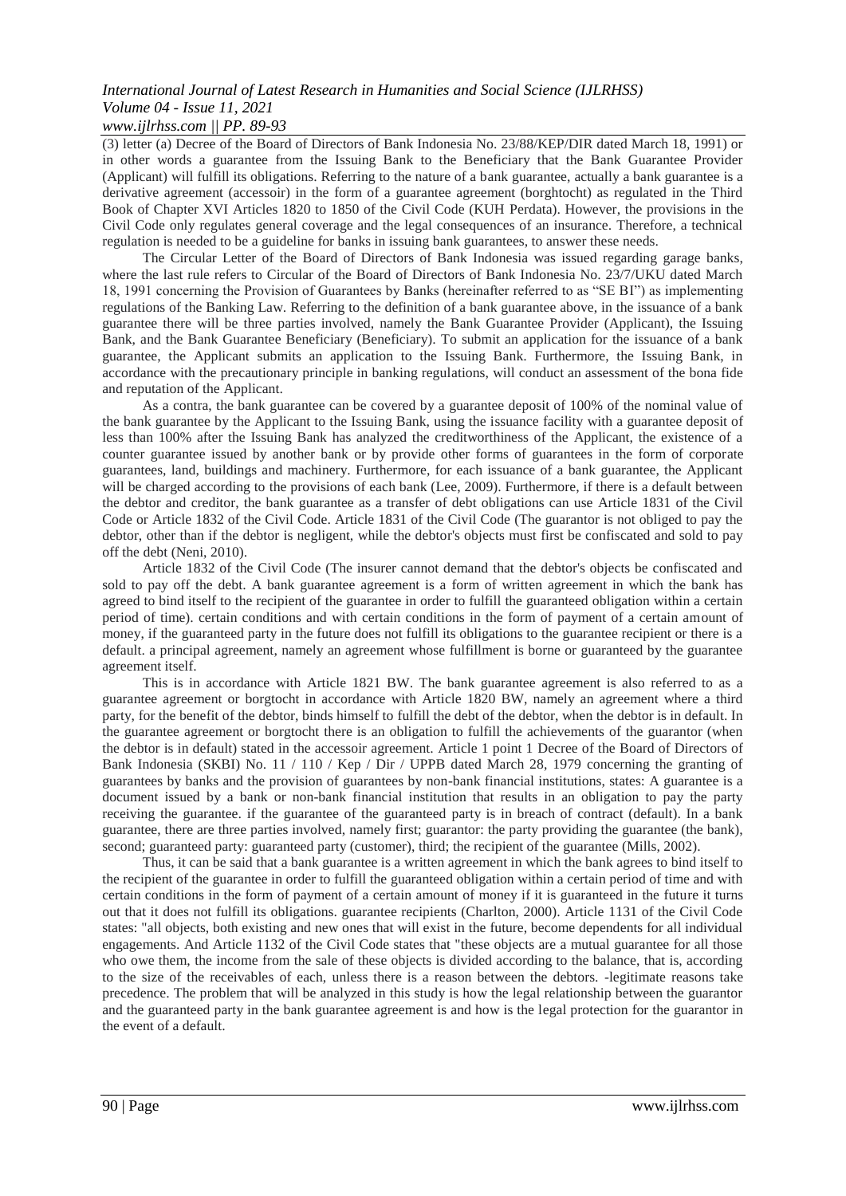(3) letter (a) Decree of the Board of Directors of Bank Indonesia No. 23/88/KEP/DIR dated March 18, 1991) or in other words a guarantee from the Issuing Bank to the Beneficiary that the Bank Guarantee Provider (Applicant) will fulfill its obligations. Referring to the nature of a bank guarantee, actually a bank guarantee is a derivative agreement (accessoir) in the form of a guarantee agreement (borghtocht) as regulated in the Third Book of Chapter XVI Articles 1820 to 1850 of the Civil Code (KUH Perdata). However, the provisions in the Civil Code only regulates general coverage and the legal consequences of an insurance. Therefore, a technical regulation is needed to be a guideline for banks in issuing bank guarantees, to answer these needs.

The Circular Letter of the Board of Directors of Bank Indonesia was issued regarding garage banks, where the last rule refers to Circular of the Board of Directors of Bank Indonesia No. 23/7/UKU dated March 18, 1991 concerning the Provision of Guarantees by Banks (hereinafter referred to as "SE BI") as implementing regulations of the Banking Law. Referring to the definition of a bank guarantee above, in the issuance of a bank guarantee there will be three parties involved, namely the Bank Guarantee Provider (Applicant), the Issuing Bank, and the Bank Guarantee Beneficiary (Beneficiary). To submit an application for the issuance of a bank guarantee, the Applicant submits an application to the Issuing Bank. Furthermore, the Issuing Bank, in accordance with the precautionary principle in banking regulations, will conduct an assessment of the bona fide and reputation of the Applicant.

As a contra, the bank guarantee can be covered by a guarantee deposit of 100% of the nominal value of the bank guarantee by the Applicant to the Issuing Bank, using the issuance facility with a guarantee deposit of less than 100% after the Issuing Bank has analyzed the creditworthiness of the Applicant, the existence of a counter guarantee issued by another bank or by provide other forms of guarantees in the form of corporate guarantees, land, buildings and machinery. Furthermore, for each issuance of a bank guarantee, the Applicant will be charged according to the provisions of each bank (Lee, 2009). Furthermore, if there is a default between the debtor and creditor, the bank guarantee as a transfer of debt obligations can use Article 1831 of the Civil Code or Article 1832 of the Civil Code. Article 1831 of the Civil Code (The guarantor is not obliged to pay the debtor, other than if the debtor is negligent, while the debtor's objects must first be confiscated and sold to pay off the debt (Neni, 2010).

Article 1832 of the Civil Code (The insurer cannot demand that the debtor's objects be confiscated and sold to pay off the debt. A bank guarantee agreement is a form of written agreement in which the bank has agreed to bind itself to the recipient of the guarantee in order to fulfill the guaranteed obligation within a certain period of time). certain conditions and with certain conditions in the form of payment of a certain amount of money, if the guaranteed party in the future does not fulfill its obligations to the guarantee recipient or there is a default. a principal agreement, namely an agreement whose fulfillment is borne or guaranteed by the guarantee agreement itself.

This is in accordance with Article 1821 BW. The bank guarantee agreement is also referred to as a guarantee agreement or borgtocht in accordance with Article 1820 BW, namely an agreement where a third party, for the benefit of the debtor, binds himself to fulfill the debt of the debtor, when the debtor is in default. In the guarantee agreement or borgtocht there is an obligation to fulfill the achievements of the guarantor (when the debtor is in default) stated in the accessoir agreement. Article 1 point 1 Decree of the Board of Directors of Bank Indonesia (SKBI) No. 11 / 110 / Kep / Dir / UPPB dated March 28, 1979 concerning the granting of guarantees by banks and the provision of guarantees by non-bank financial institutions, states: A guarantee is a document issued by a bank or non-bank financial institution that results in an obligation to pay the party receiving the guarantee. if the guarantee of the guaranteed party is in breach of contract (default). In a bank guarantee, there are three parties involved, namely first; guarantor: the party providing the guarantee (the bank), second; guaranteed party: guaranteed party (customer), third; the recipient of the guarantee (Mills, 2002).

Thus, it can be said that a bank guarantee is a written agreement in which the bank agrees to bind itself to the recipient of the guarantee in order to fulfill the guaranteed obligation within a certain period of time and with certain conditions in the form of payment of a certain amount of money if it is guaranteed in the future it turns out that it does not fulfill its obligations. guarantee recipients (Charlton, 2000). Article 1131 of the Civil Code states: "all objects, both existing and new ones that will exist in the future, become dependents for all individual engagements. And Article 1132 of the Civil Code states that "these objects are a mutual guarantee for all those who owe them, the income from the sale of these objects is divided according to the balance, that is, according to the size of the receivables of each, unless there is a reason between the debtors. -legitimate reasons take precedence. The problem that will be analyzed in this study is how the legal relationship between the guarantor and the guaranteed party in the bank guarantee agreement is and how is the legal protection for the guarantor in the event of a default.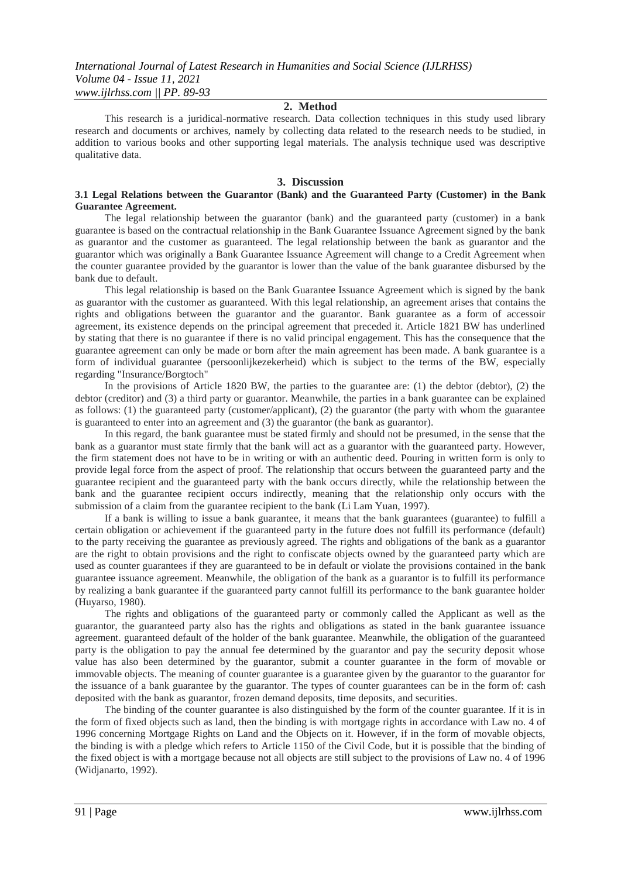## 2. Method

This research is a juridical-normative research. Data collection techniques in this study used library research and documents or archives, namely by collecting data related to the research needs to be studied, in addition to various books and other supporting legal materials. The analysis technique used was descriptive qualitative data.

## 3. Discussion

### 3.1 Legal Relations between the Guarantor (Bank) and the Guaranteed Party (Customer) in the Bank Guarantee Agreement.

The legal relationship between the guarantor (bank) and the guaranteed party (customer) in a bank guarantee is based on the contractual relationship in the Bank Guarantee Issuance Agreement signed by the bank as guarantor and the customer as guaranteed. The legal relationship between the bank as guarantor and the guarantor which was originally a Bank Guarantee Issuance Agreement will change to a Credit Agreement when the counter guarantee provided by the guarantor is lower than the value of the bank guarantee disbursed by the bank due to default.

This legal relationship is based on the Bank Guarantee Issuance Agreement which is signed by the bank as guarantor with the customer as guaranteed. With this legal relationship, an agreement arises that contains the rights and obligations between the guarantor and the guarantor. Bank guarantee as a form of accessoir agreement, its existence depends on the principal agreement that preceded it. Article 1821 BW has underlined by stating that there is no guarantee if there is no valid principal engagement. This has the consequence that the guarantee agreement can only be made or born after the main agreement has been made. A bank guarantee is a form of individual guarantee (persoonlijkezekerheid) which is subject to the terms of the BW, especially regarding "Insurance/Borgtoch"

In the provisions of Article 1820 BW, the parties to the guarantee are: (1) the debtor (debtor), (2) the debtor (creditor) and (3) a third party or guarantor. Meanwhile, the parties in a bank guarantee can be explained as follows: (1) the guaranteed party (customer/applicant), (2) the guarantor (the party with whom the guarantee is guaranteed to enter into an agreement and (3) the guarantor (the bank as guarantor).

In this regard, the bank guarantee must be stated firmly and should not be presumed, in the sense that the bank as a guarantor must state firmly that the bank will act as a guarantor with the guaranteed party. However, the firm statement does not have to be in writing or with an authentic deed. Pouring in written form is only to provide legal force from the aspect of proof. The relationship that occurs between the guaranteed party and the guarantee recipient and the guaranteed party with the bank occurs directly, while the relationship between the bank and the guarantee recipient occurs indirectly, meaning that the relationship only occurs with the submission of a claim from the guarantee recipient to the bank (Li Lam Yuan, 1997).

If a bank is willing to issue a bank guarantee, it means that the bank guarantees (guarantee) to fulfill a certain obligation or achievement if the guaranteed party in the future does not fulfill its performance (default) to the party receiving the guarantee as previously agreed. The rights and obligations of the bank as a guarantor are the right to obtain provisions and the right to confiscate objects owned by the guaranteed party which are used as counter guarantees if they are guaranteed to be in default or violate the provisions contained in the bank guarantee issuance agreement. Meanwhile, the obligation of the bank as a guarantor is to fulfill its performance by realizing a bank guarantee if the guaranteed party cannot fulfill its performance to the bank guarantee holder (Huyarso, 1980).

The rights and obligations of the guaranteed party or commonly called the Applicant as well as the guarantor, the guaranteed party also has the rights and obligations as stated in the bank guarantee issuance agreement. guaranteed default of the holder of the bank guarantee. Meanwhile, the obligation of the guaranteed party is the obligation to pay the annual fee determined by the guarantor and pay the security deposit whose value has also been determined by the guarantor, submit a counter guarantee in the form of movable or immovable objects. The meaning of counter guarantee is a guarantee given by the guarantor to the guarantor for the issuance of a bank guarantee by the guarantor. The types of counter guarantees can be in the form of: cash deposited with the bank as guarantor, frozen demand deposits, time deposits, and securities.

The binding of the counter guarantee is also distinguished by the form of the counter guarantee. If it is in the form of fixed objects such as land, then the binding is with mortgage rights in accordance with Law no. 4 of 1996 concerning Mortgage Rights on Land and the Objects on it. However, if in the form of movable objects, the binding is with a pledge which refers to Article 1150 of the Civil Code, but it is possible that the binding of the fixed object is with a mortgage because not all objects are still subject to the provisions of Law no. 4 of 1996 (Widjanarto, 1992).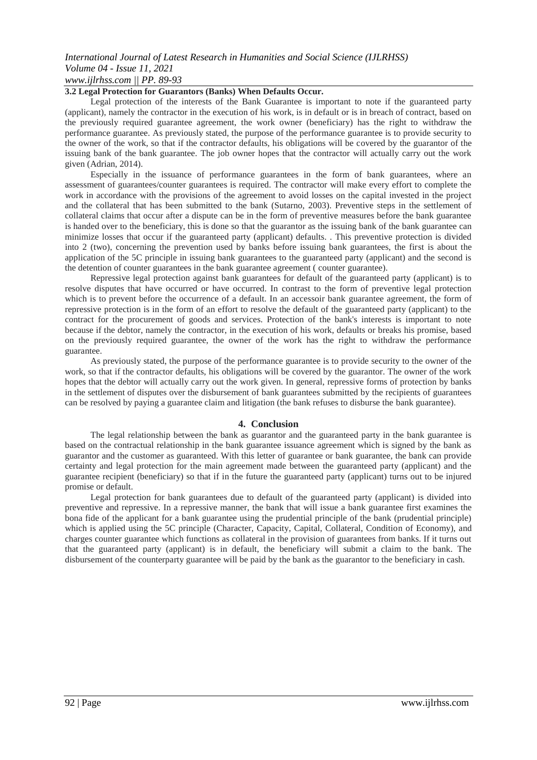### 3.2 Legal Protection for Guarantors (Banks) When Defaults Occur.

Legal protection of the interests of the Bank Guarantee is important to note if the guaranteed party (applicant), namely the contractor in the execution of his work, is in default or is in breach of contract, based on the previously required guarantee agreement, the work owner (beneficiary) has the right to withdraw the performance guarantee. As previously stated, the purpose of the performance guarantee is to provide security to the owner of the work, so that if the contractor defaults, his obligations will be covered by the guarantor of the issuing bank of the bank guarantee. The job owner hopes that the contractor will actually carry out the work given (Adrian, 2014).

Especially in the issuance of performance guarantees in the form of bank guarantees, where an assessment of guarantees/counter guarantees is required. The contractor will make every effort to complete the work in accordance with the provisions of the agreement to avoid losses on the capital invested in the project and the collateral that has been submitted to the bank (Sutarno, 2003). Preventive steps in the settlement of collateral claims that occur after a dispute can be in the form of preventive measures before the bank guarantee is handed over to the beneficiary, this is done so that the guarantor as the issuing bank of the bank guarantee can minimize losses that occur if the guaranteed party (applicant) defaults. . This preventive protection is divided into 2 (two), concerning the prevention used by banks before issuing bank guarantees, the first is about the application of the 5C principle in issuing bank guarantees to the guaranteed party (applicant) and the second is the detention of counter guarantees in the bank guarantee agreement ( counter guarantee).

Repressive legal protection against bank guarantees for default of the guaranteed party (applicant) is to resolve disputes that have occurred or have occurred. In contrast to the form of preventive legal protection which is to prevent before the occurrence of a default. In an accessoir bank guarantee agreement, the form of repressive protection is in the form of an effort to resolve the default of the guaranteed party (applicant) to the contract for the procurement of goods and services. Protection of the bank's interests is important to note because if the debtor, namely the contractor, in the execution of his work, defaults or breaks his promise, based on the previously required guarantee, the owner of the work has the right to withdraw the performance guarantee.

As previously stated, the purpose of the performance guarantee is to provide security to the owner of the work, so that if the contractor defaults, his obligations will be covered by the guarantor. The owner of the work hopes that the debtor will actually carry out the work given. In general, repressive forms of protection by banks in the settlement of disputes over the disbursement of bank guarantees submitted by the recipients of guarantees can be resolved by paying a guarantee claim and litigation (the bank refuses to disburse the bank guarantee).

## 4. Conclusion

The legal relationship between the bank as guarantor and the guaranteed party in the bank guarantee is based on the contractual relationship in the bank guarantee issuance agreement which is signed by the bank as guarantor and the customer as guaranteed. With this letter of guarantee or bank guarantee, the bank can provide certainty and legal protection for the main agreement made between the guaranteed party (applicant) and the guarantee recipient (beneficiary) so that if in the future the guaranteed party (applicant) turns out to be injured promise or default.

Legal protection for bank guarantees due to default of the guaranteed party (applicant) is divided into preventive and repressive. In a repressive manner, the bank that will issue a bank guarantee first examines the bona fide of the applicant for a bank guarantee using the prudential principle of the bank (prudential principle) which is applied using the 5C principle (Character, Capacity, Capital, Collateral, Condition of Economy), and charges counter guarantee which functions as collateral in the provision of guarantees from banks. If it turns out that the guaranteed party (applicant) is in default, the beneficiary will submit a claim to the bank. The disbursement of the counterparty guarantee will be paid by the bank as the guarantor to the beneficiary in cash.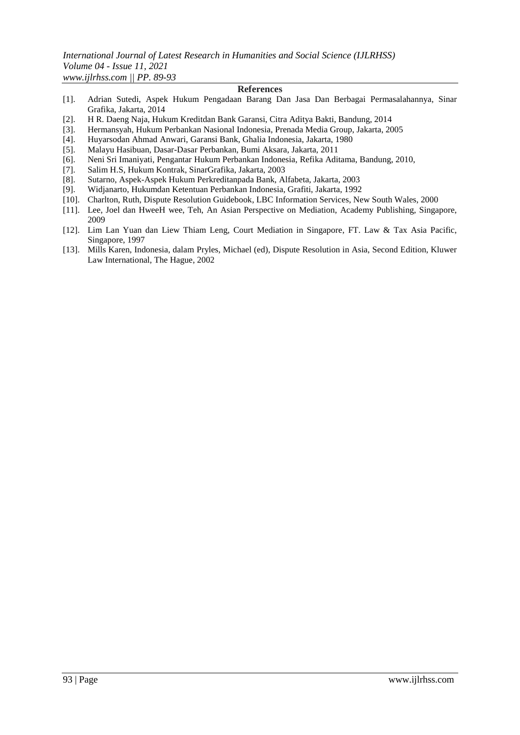## References

[1]. Adrian Sutedi, Aspek Hukum Pengadaan Barang Dan Jasa Dan Berbagai Permasalahannya, Sinar Grafika, Jakarta, 2014

[2]. H R. Daeng Naja, Hukum Kreditdan Bank Garansi, Citra Aditya Bakti, Bandung, 2014

[3]. Hermansyah, Hukum Perbankan Nasional Indonesia, Prenada Media Group, Jakarta, 2005

[4]. Huyarsodan Ahmad Anwari, Garansi Bank, Ghalia Indonesia, Jakarta, 1980

[5]. Malayu Hasibuan, Dasar-Dasar Perbankan, Bumi Aksara, Jakarta, 2011

[6]. Neni Sri Imaniyati, Pengantar Hukum Perbankan Indonesia, Refika Aditama, Bandung, 2010,

[7]. Salim H.S, Hukum Kontrak, SinarGrafika, Jakarta, 2003

[8]. Sutarno, Aspek-Aspek Hukum Perkreditanpada Bank, Alfabeta, Jakarta, 2003

[9]. Widjanarto, Hukumdan Ketentuan Perbankan Indonesia, Grafiti, Jakarta, 1992

[10]. Charlton, Ruth, Dispute Resolution Guidebook, LBC Information Services, New South Wales, 2000

[11]. Lee, Joel dan HweeH wee, Teh, An Asian Perspective on Mediation, Academy Publishing, Singapore, 2009

[12]. Lim Lan Yuan dan Liew Thiam Leng, Court Mediation in Singapore, FT. Law & Tax Asia Pacific, Singapore, 1997

[13]. Mills Karen, Indonesia, dalam Pryles, Michael (ed), Dispute Resolution in Asia, Second Edition, Kluwer Law International, The Hague, 2002